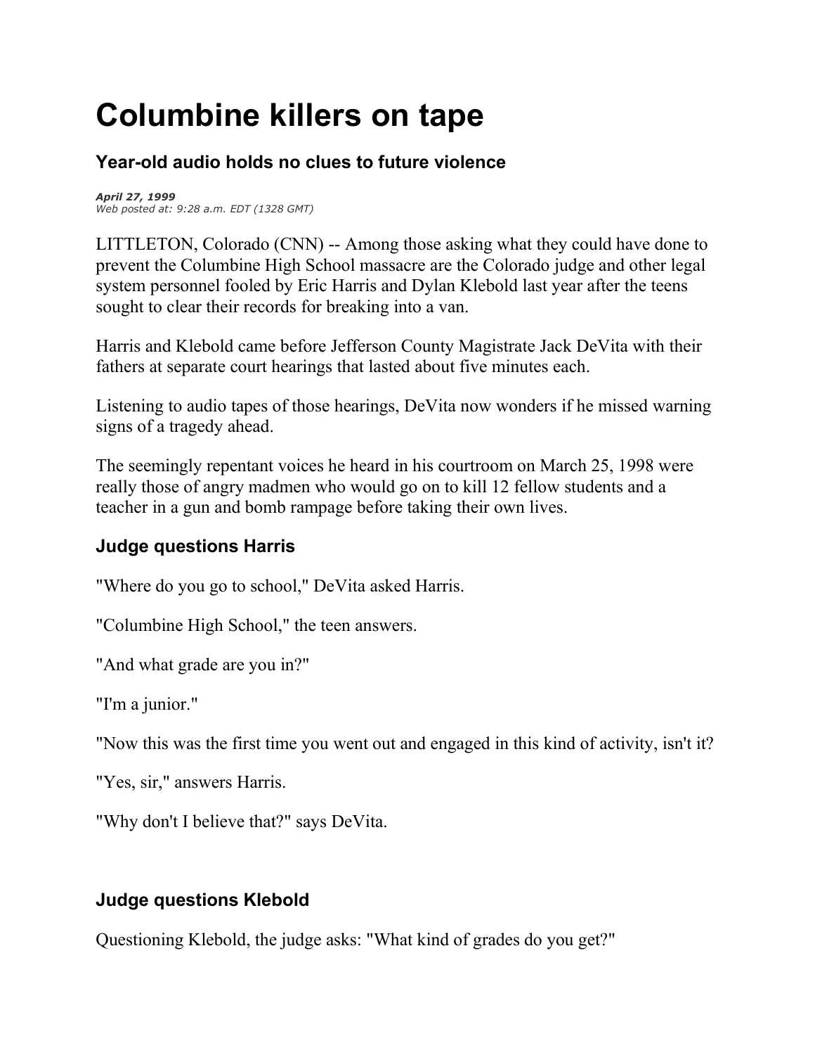# Columbine killers on tape

### Year-old audio holds no clues to future violence

***April 27, 1999***
*Web posted at: 9:28 a.m. EDT (1328 GMT)*

LITTLETON, Colorado (CNN) -- Among those asking what they could have done to prevent the Columbine High School massacre are the Colorado judge and other legal system personnel fooled by Eric Harris and Dylan Klebold last year after the teens sought to clear their records for breaking into a van.

Harris and Klebold came before Jefferson County Magistrate Jack DeVita with their fathers at separate court hearings that lasted about five minutes each.

Listening to audio tapes of those hearings, DeVita now wonders if he missed warning signs of a tragedy ahead.

The seemingly repentant voices he heard in his courtroom on March 25, 1998 were really those of angry madmen who would go on to kill 12 fellow students and a teacher in a gun and bomb rampage before taking their own lives.

### Judge questions Harris

"Where do you go to school," DeVita asked Harris.

"Columbine High School," the teen answers.

"And what grade are you in?"

"I'm a junior."

"Now this was the first time you went out and engaged in this kind of activity, isn't it?

"Yes, sir," answers Harris.

"Why don't I believe that?" says DeVita.

### Judge questions Klebold

Questioning Klebold, the judge asks: "What kind of grades do you get?"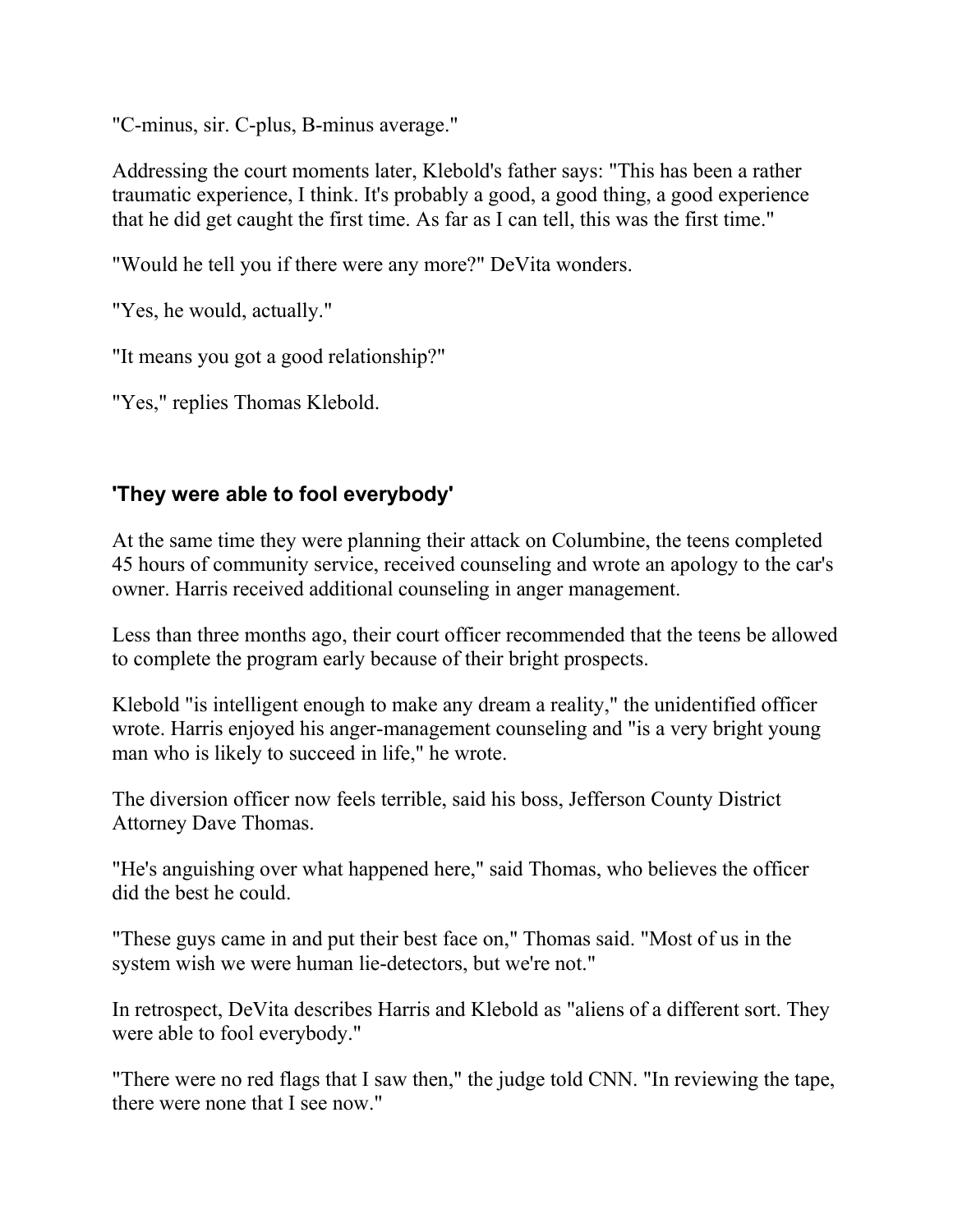"C-minus, sir. C-plus, B-minus average."

Addressing the court moments later, Klebold's father says: "This has been a rather traumatic experience, I think. It's probably a good, a good thing, a good experience that he did get caught the first time. As far as I can tell, this was the first time."

"Would he tell you if there were any more?" DeVita wonders.

"Yes, he would, actually."

"It means you got a good relationship?"

"Yes," replies Thomas Klebold.

## 'They were able to fool everybody'

At the same time they were planning their attack on Columbine, the teens completed 45 hours of community service, received counseling and wrote an apology to the car's owner. Harris received additional counseling in anger management.

Less than three months ago, their court officer recommended that the teens be allowed to complete the program early because of their bright prospects.

Klebold "is intelligent enough to make any dream a reality," the unidentified officer wrote. Harris enjoyed his anger-management counseling and "is a very bright young man who is likely to succeed in life," he wrote.

The diversion officer now feels terrible, said his boss, Jefferson County District Attorney Dave Thomas.

"He's anguishing over what happened here," said Thomas, who believes the officer did the best he could.

"These guys came in and put their best face on," Thomas said. "Most of us in the system wish we were human lie-detectors, but we're not."

In retrospect, DeVita describes Harris and Klebold as "aliens of a different sort. They were able to fool everybody."

"There were no red flags that I saw then," the judge told CNN. "In reviewing the tape, there were none that I see now."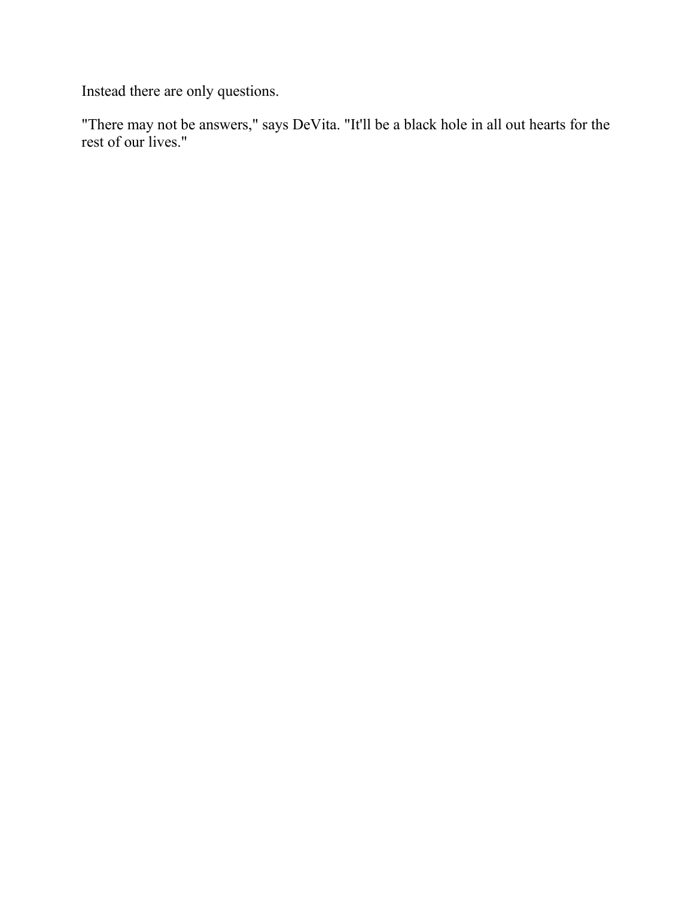Instead there are only questions.

"There may not be answers," says DeVita. "It'll be a black hole in all out hearts for the rest of our lives."